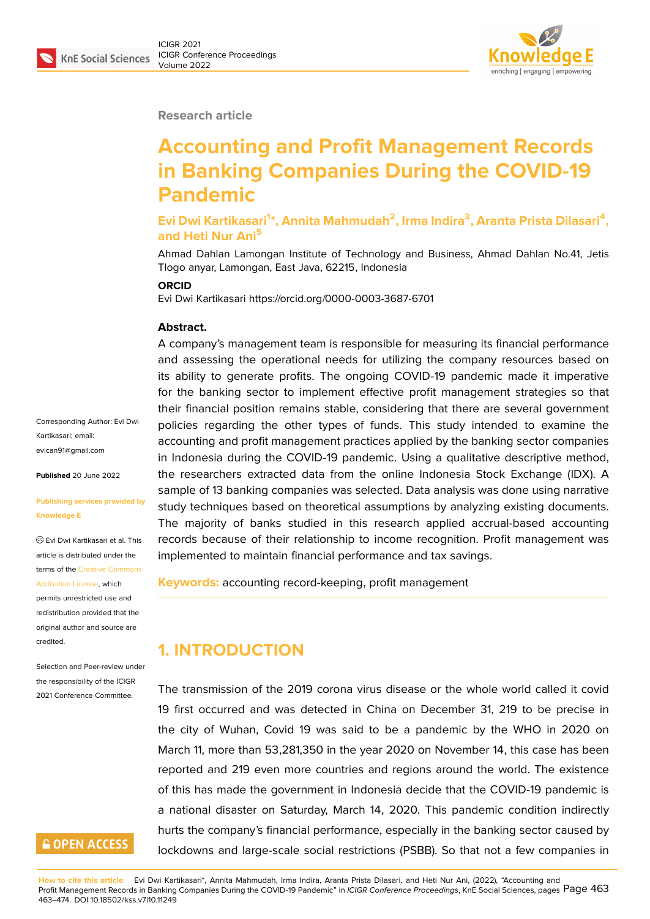Research article

# Accounting and Profit Management Records in Banking Companies During the COVID-19 Pandemic

**Evi Dwi Kartikasari[1]*, Annita Mahmudah[2], Irma Indira[3], Aranta Prista Dilasari[4], and Heti Nur Ani[5]**

Ahmad Dahlan Lamongan Institute of Technology and Business, Ahmad Dahlan No.41, Jetis Tlogo anyar, Lamongan, East Java, 62215, Indonesia

**ORCID**

Evi Dwi Kartikasari https://orcid.org/0000-0003-3687-6701

Corresponding Author: Evi Dwi Kartikasari; email: evican91@gmail.com

**Published** 20 June 2022

**Publishing services provided by Knowledge E**

© Evi Dwi Kartikasari et al. This article is distributed under the terms of the Creative Commons Attribution License, which permits unrestricted use and redistribution provided that the original author and source are credited.

Selection and Peer-review under the responsibility of the ICIGR 2021 Conference Committee.

**Abstract.**

A company's management team is responsible for measuring its financial performance and assessing the operational needs for utilizing the company resources based on its ability to generate profits. The ongoing COVID-19 pandemic made it imperative for the banking sector to implement effective profit management strategies so that their financial position remains stable, considering that there are several government policies regarding the other types of funds. This study intended to examine the accounting and profit management practices applied by the banking sector companies in Indonesia during the COVID-19 pandemic. Using a qualitative descriptive method, the researchers extracted data from the online Indonesia Stock Exchange (IDX). A sample of 13 banking companies was selected. Data analysis was done using narrative study techniques based on theoretical assumptions by analyzing existing documents. The majority of banks studied in this research applied accrual-based accounting records because of their relationship to income recognition. Profit management was implemented to maintain financial performance and tax savings.

**Keywords:** accounting record-keeping, profit management

## 1. INTRODUCTION

The transmission of the 2019 corona virus disease or the whole world called it covid 19 first occurred and was detected in China on December 31, 219 to be precise in the city of Wuhan, Covid 19 was said to be a pandemic by the WHO in 2020 on March 11, more than 53,281,350 in the year 2020 on November 14, this case has been reported and 219 even more countries and regions around the world. The existence of this has made the government in Indonesia decide that the COVID-19 pandemic is a national disaster on Saturday, March 14, 2020. This pandemic condition indirectly hurts the company's financial performance, especially in the banking sector caused by lockdowns and large-scale social restrictions (PSBB). So that not a few companies in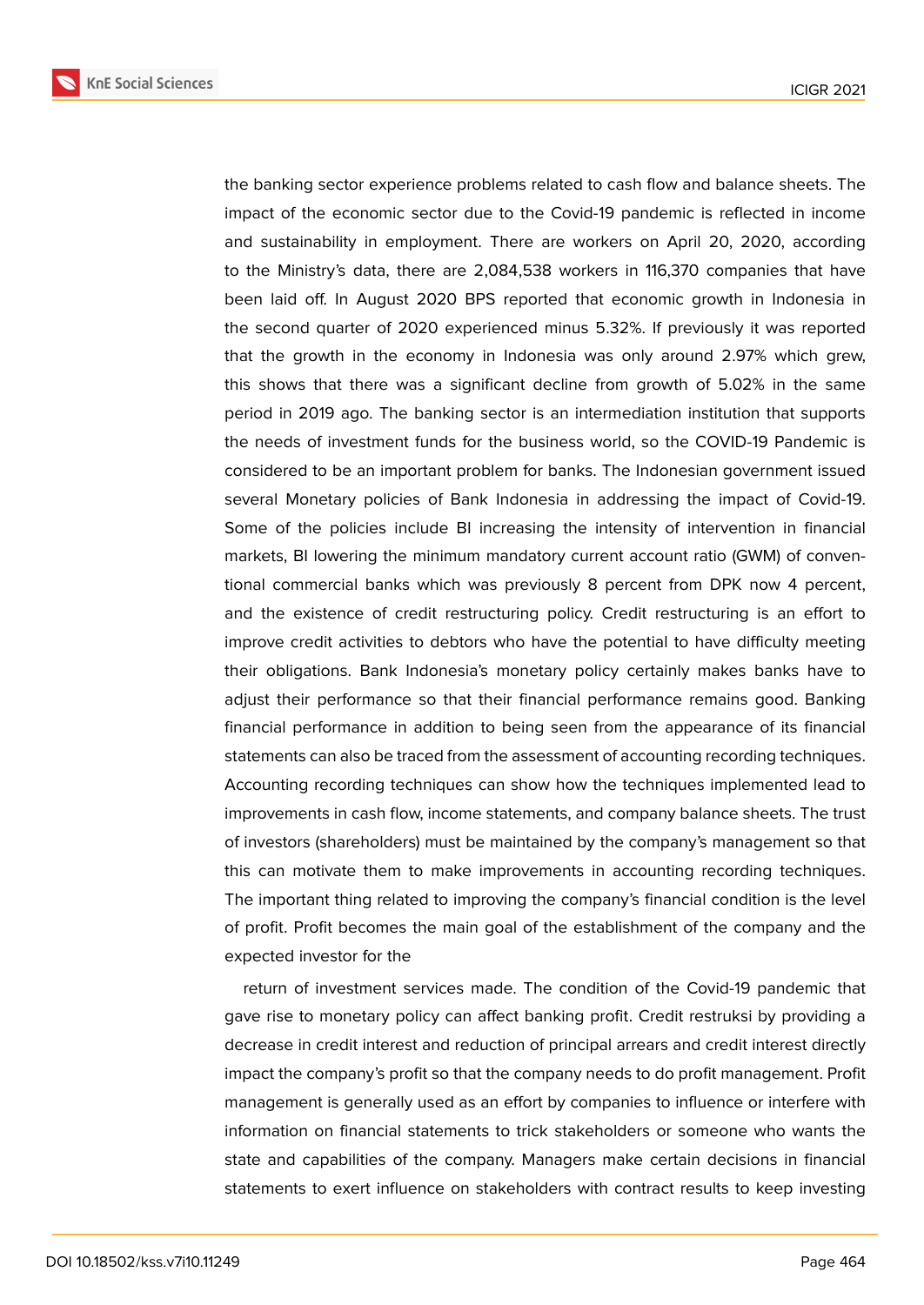the banking sector experience problems related to cash flow and balance sheets. The impact of the economic sector due to the Covid-19 pandemic is reflected in income and sustainability in employment. There are workers on April 20, 2020, according to the Ministry's data, there are 2,084,538 workers in 116,370 companies that have been laid off. In August 2020 BPS reported that economic growth in Indonesia in the second quarter of 2020 experienced minus 5.32%. If previously it was reported that the growth in the economy in Indonesia was only around 2.97% which grew, this shows that there was a significant decline from growth of 5.02% in the same period in 2019 ago. The banking sector is an intermediation institution that supports the needs of investment funds for the business world, so the COVID-19 Pandemic is considered to be an important problem for banks. The Indonesian government issued several Monetary policies of Bank Indonesia in addressing the impact of Covid-19. Some of the policies include BI increasing the intensity of intervention in financial markets, BI lowering the minimum mandatory current account ratio (GWM) of conventional commercial banks which was previously 8 percent from DPK now 4 percent, and the existence of credit restructuring policy. Credit restructuring is an effort to improve credit activities to debtors who have the potential to have difficulty meeting their obligations. Bank Indonesia's monetary policy certainly makes banks have to adjust their performance so that their financial performance remains good. Banking financial performance in addition to being seen from the appearance of its financial statements can also be traced from the assessment of accounting recording techniques. Accounting recording techniques can show how the techniques implemented lead to improvements in cash flow, income statements, and company balance sheets. The trust of investors (shareholders) must be maintained by the company's management so that this can motivate them to make improvements in accounting recording techniques. The important thing related to improving the company's financial condition is the level of profit. Profit becomes the main goal of the establishment of the company and the expected investor for the

return of investment services made. The condition of the Covid-19 pandemic that gave rise to monetary policy can affect banking profit. Credit restruksi by providing a decrease in credit interest and reduction of principal arrears and credit interest directly impact the company's profit so that the company needs to do profit management. Profit management is generally used as an effort by companies to influence or interfere with information on financial statements to trick stakeholders or someone who wants the state and capabilities of the company. Managers make certain decisions in financial statements to exert influence on stakeholders with contract results to keep investing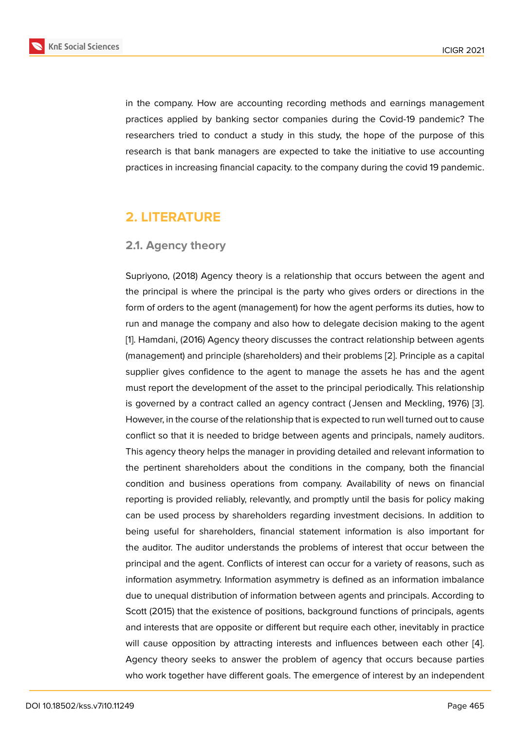in the company. How are accounting recording methods and earnings management practices applied by banking sector companies during the Covid-19 pandemic? The researchers tried to conduct a study in this study, the hope of the purpose of this research is that bank managers are expected to take the initiative to use accounting practices in increasing financial capacity. to the company during the covid 19 pandemic.

## 2. LITERATURE

### 2.1. Agency theory

Supriyono, (2018) Agency theory is a relationship that occurs between the agent and the principal is where the principal is the party who gives orders or directions in the form of orders to the agent (management) for how the agent performs its duties, how to run and manage the company and also how to delegate decision making to the agent [1]. Hamdani, (2016) Agency theory discusses the contract relationship between agents (management) and principle (shareholders) and their problems [2]. Principle as a capital supplier gives confidence to the agent to manage the assets he has and the agent must report the development of the asset to the principal periodically. This relationship is governed by a contract called an agency contract (Jensen and Meckling, 1976) [3]. However, in the course of the relationship that is expected to run well turned out to cause conflict so that it is needed to bridge between agents and principals, namely auditors. This agency theory helps the manager in providing detailed and relevant information to the pertinent shareholders about the conditions in the company, both the financial condition and business operations from company. Availability of news on financial reporting is provided reliably, relevantly, and promptly until the basis for policy making can be used process by shareholders regarding investment decisions. In addition to being useful for shareholders, financial statement information is also important for the auditor. The auditor understands the problems of interest that occur between the principal and the agent. Conflicts of interest can occur for a variety of reasons, such as information asymmetry. Information asymmetry is defined as an information imbalance due to unequal distribution of information between agents and principals. According to Scott (2015) that the existence of positions, background functions of principals, agents and interests that are opposite or different but require each other, inevitably in practice will cause opposition by attracting interests and influences between each other [4]. Agency theory seeks to answer the problem of agency that occurs because parties who work together have different goals. The emergence of interest by an independent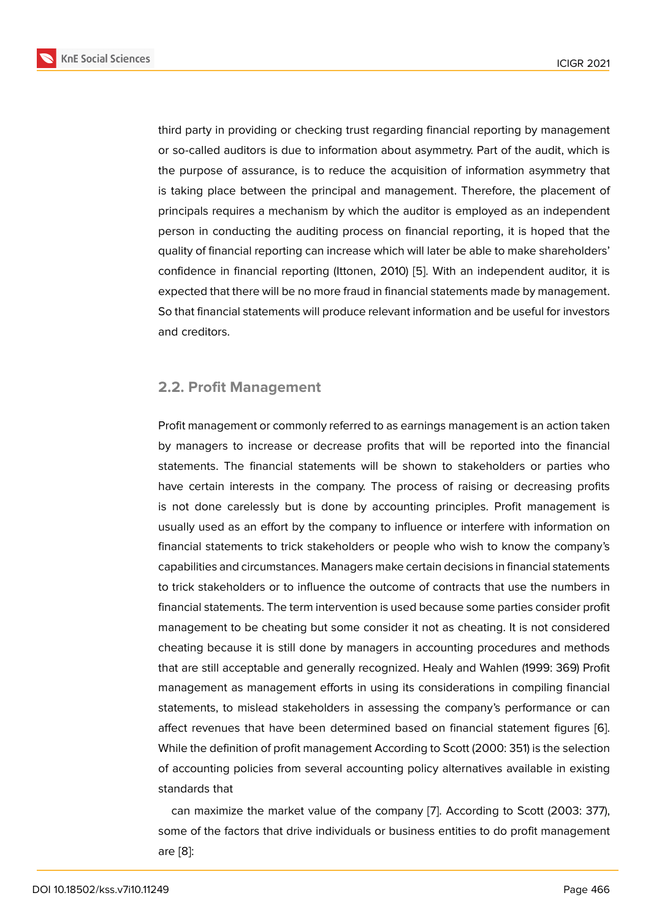third party in providing or checking trust regarding financial reporting by management or so-called auditors is due to information about asymmetry. Part of the audit, which is the purpose of assurance, is to reduce the acquisition of information asymmetry that is taking place between the principal and management. Therefore, the placement of principals requires a mechanism by which the auditor is employed as an independent person in conducting the auditing process on financial reporting, it is hoped that the quality of financial reporting can increase which will later be able to make shareholders' confidence in financial reporting (Ittonen, 2010) [5]. With an independent auditor, it is expected that there will be no more fraud in financial statements made by management. So that financial statements will produce relevant information and be useful for investors and creditors.

## 2.2. Profit Management

Profit management or commonly referred to as earnings management is an action taken by managers to increase or decrease profits that will be reported into the financial statements. The financial statements will be shown to stakeholders or parties who have certain interests in the company. The process of raising or decreasing profits is not done carelessly but is done by accounting principles. Profit management is usually used as an effort by the company to influence or interfere with information on financial statements to trick stakeholders or people who wish to know the company's capabilities and circumstances. Managers make certain decisions in financial statements to trick stakeholders or to influence the outcome of contracts that use the numbers in financial statements. The term intervention is used because some parties consider profit management to be cheating but some consider it not as cheating. It is not considered cheating because it is still done by managers in accounting procedures and methods that are still acceptable and generally recognized. Healy and Wahlen (1999: 369) Profit management as management efforts in using its considerations in compiling financial statements, to mislead stakeholders in assessing the company's performance or can affect revenues that have been determined based on financial statement figures [6]. While the definition of profit management According to Scott (2000: 351) is the selection of accounting policies from several accounting policy alternatives available in existing standards that

can maximize the market value of the company [7]. According to Scott (2003: 377), some of the factors that drive individuals or business entities to do profit management are [8]: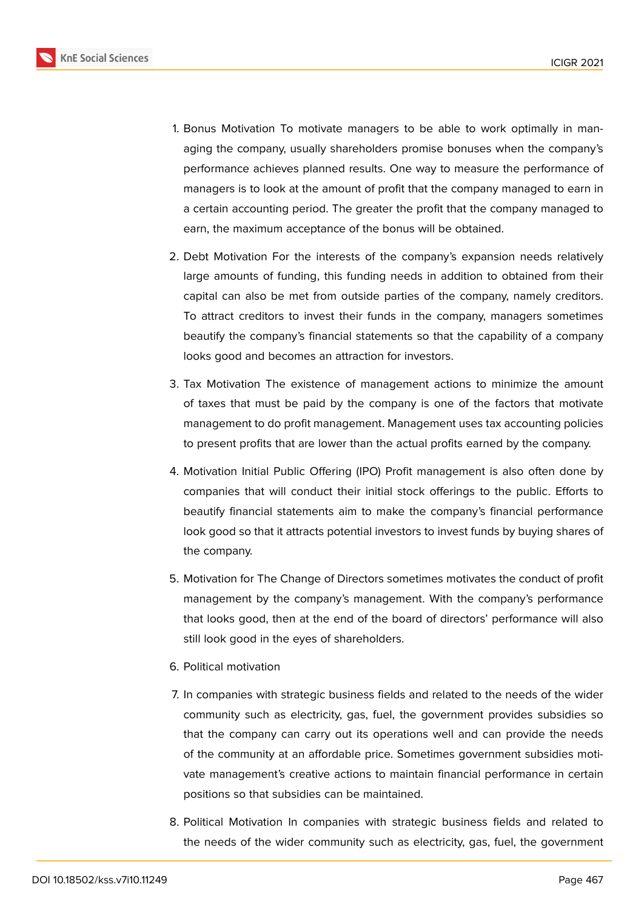1. Bonus Motivation To motivate managers to be able to work optimally in managing the company, usually shareholders promise bonuses when the company's performance achieves planned results. One way to measure the performance of managers is to look at the amount of profit that the company managed to earn in a certain accounting period. The greater the profit that the company managed to earn, the maximum acceptance of the bonus will be obtained.

2. Debt Motivation For the interests of the company's expansion needs relatively large amounts of funding, this funding needs in addition to obtained from their capital can also be met from outside parties of the company, namely creditors. To attract creditors to invest their funds in the company, managers sometimes beautify the company's financial statements so that the capability of a company looks good and becomes an attraction for investors.

3. Tax Motivation The existence of management actions to minimize the amount of taxes that must be paid by the company is one of the factors that motivate management to do profit management. Management uses tax accounting policies to present profits that are lower than the actual profits earned by the company.

4. Motivation Initial Public Offering (IPO) Profit management is also often done by companies that will conduct their initial stock offerings to the public. Efforts to beautify financial statements aim to make the company's financial performance look good so that it attracts potential investors to invest funds by buying shares of the company.

5. Motivation for The Change of Directors sometimes motivates the conduct of profit management by the company's management. With the company's performance that looks good, then at the end of the board of directors' performance will also still look good in the eyes of shareholders.

6. Political motivation

7. In companies with strategic business fields and related to the needs of the wider community such as electricity, gas, fuel, the government provides subsidies so that the company can carry out its operations well and can provide the needs of the community at an affordable price. Sometimes government subsidies motivate management's creative actions to maintain financial performance in certain positions so that subsidies can be maintained.

8. Political Motivation In companies with strategic business fields and related to the needs of the wider community such as electricity, gas, fuel, the government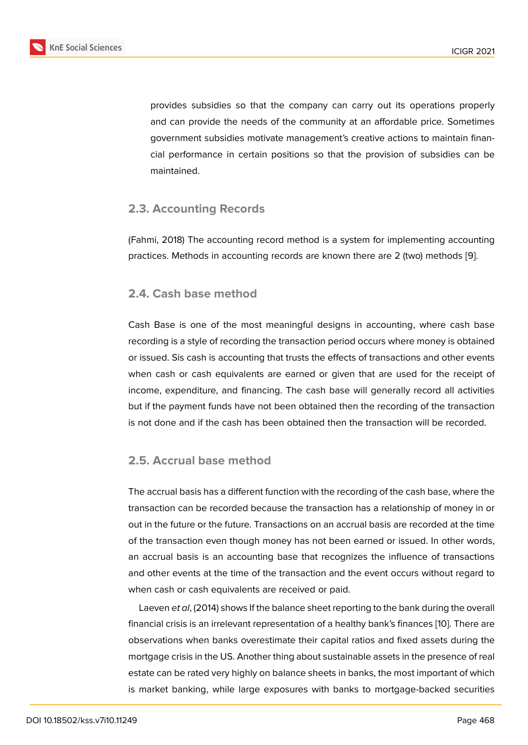provides subsidies so that the company can carry out its operations properly and can provide the needs of the community at an affordable price. Sometimes government subsidies motivate management's creative actions to maintain financial performance in certain positions so that the provision of subsidies can be maintained.

### 2.3. Accounting Records

(Fahmi, 2018) The accounting record method is a system for implementing accounting practices. Methods in accounting records are known there are 2 (two) methods [9].

### 2.4. Cash base method

Cash Base is one of the most meaningful designs in accounting, where cash base recording is a style of recording the transaction period occurs where money is obtained or issued. Sis cash is accounting that trusts the effects of transactions and other events when cash or cash equivalents are earned or given that are used for the receipt of income, expenditure, and financing. The cash base will generally record all activities but if the payment funds have not been obtained then the recording of the transaction is not done and if the cash has been obtained then the transaction will be recorded.

### 2.5. Accrual base method

The accrual basis has a different function with the recording of the cash base, where the transaction can be recorded because the transaction has a relationship of money in or out in the future or the future. Transactions on an accrual basis are recorded at the time of the transaction even though money has not been earned or issued. In other words, an accrual basis is an accounting base that recognizes the influence of transactions and other events at the time of the transaction and the event occurs without regard to when cash or cash equivalents are received or paid.

Laeven *et al*, (2014) shows If the balance sheet reporting to the bank during the overall financial crisis is an irrelevant representation of a healthy bank's finances [10]. There are observations when banks overestimate their capital ratios and fixed assets during the mortgage crisis in the US. Another thing about sustainable assets in the presence of real estate can be rated very highly on balance sheets in banks, the most important of which is market banking, while large exposures with banks to mortgage-backed securities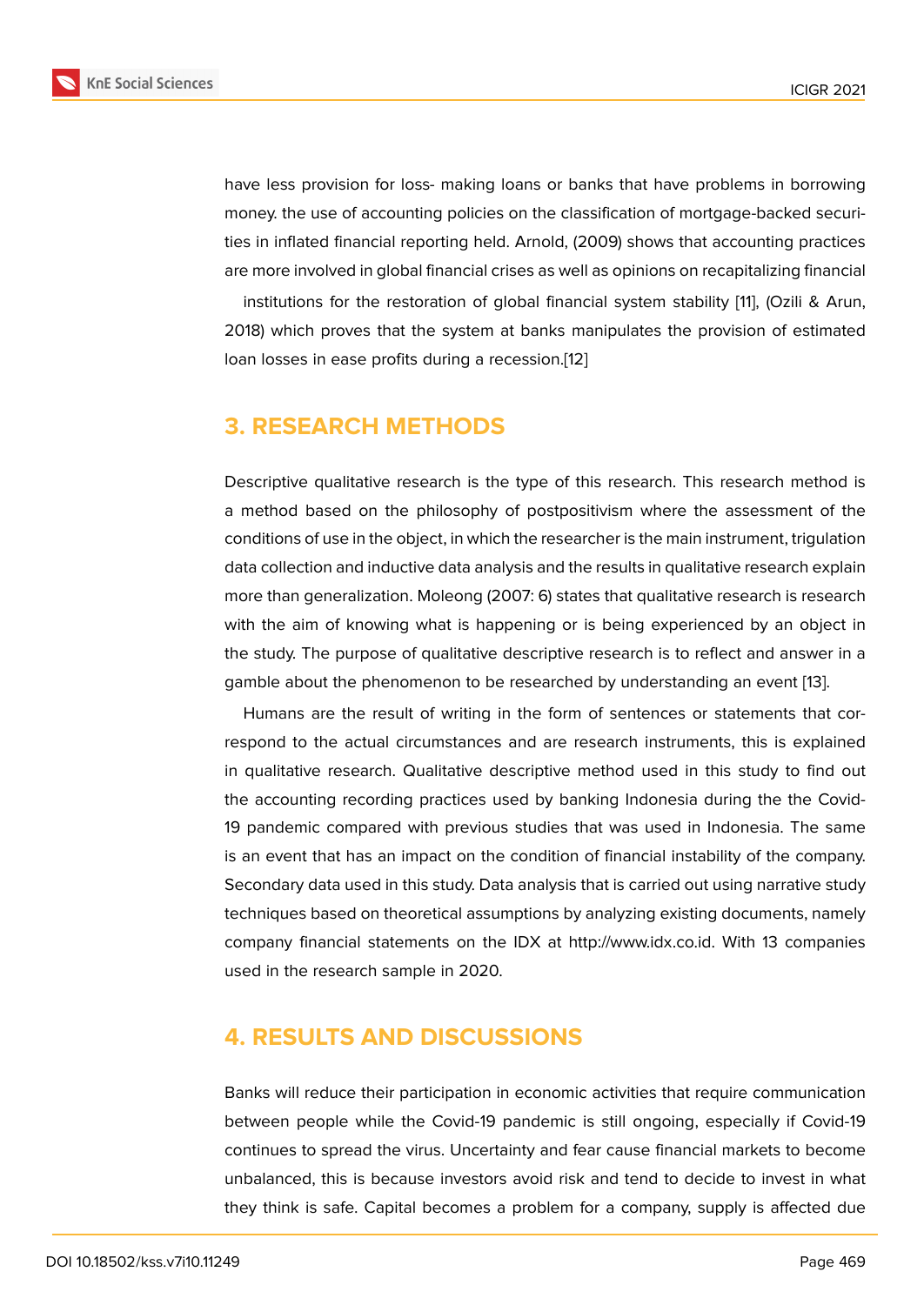have less provision for loss- making loans or banks that have problems in borrowing money. the use of accounting policies on the classification of mortgage-backed securities in inflated financial reporting held. Arnold, (2009) shows that accounting practices are more involved in global financial crises as well as opinions on recapitalizing financial

institutions for the restoration of global financial system stability [11], (Ozili & Arun, 2018) which proves that the system at banks manipulates the provision of estimated loan losses in ease profits during a recession.[12]

## 3. RESEARCH METHODS

Descriptive qualitative research is the type of this research. This research method is a method based on the philosophy of postpositivism where the assessment of the conditions of use in the object, in which the researcher is the main instrument, trigulation data collection and inductive data analysis and the results in qualitative research explain more than generalization. Moleong (2007: 6) states that qualitative research is research with the aim of knowing what is happening or is being experienced by an object in the study. The purpose of qualitative descriptive research is to reflect and answer in a gamble about the phenomenon to be researched by understanding an event [13].

Humans are the result of writing in the form of sentences or statements that correspond to the actual circumstances and are research instruments, this is explained in qualitative research. Qualitative descriptive method used in this study to find out the accounting recording practices used by banking Indonesia during the the Covid-19 pandemic compared with previous studies that was used in Indonesia. The same is an event that has an impact on the condition of financial instability of the company. Secondary data used in this study. Data analysis that is carried out using narrative study techniques based on theoretical assumptions by analyzing existing documents, namely company financial statements on the IDX at http://www.idx.co.id. With 13 companies used in the research sample in 2020.

## 4. RESULTS AND DISCUSSIONS

Banks will reduce their participation in economic activities that require communication between people while the Covid-19 pandemic is still ongoing, especially if Covid-19 continues to spread the virus. Uncertainty and fear cause financial markets to become unbalanced, this is because investors avoid risk and tend to decide to invest in what they think is safe. Capital becomes a problem for a company, supply is affected due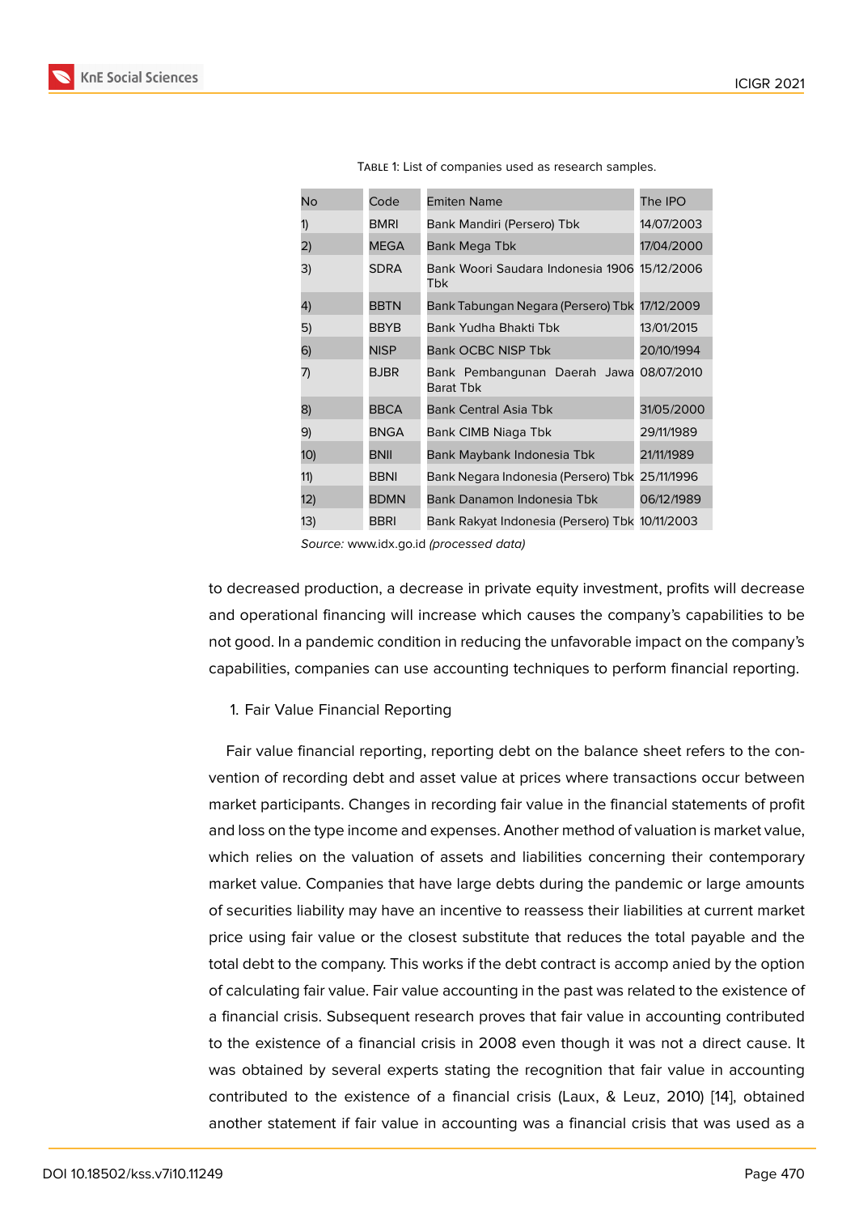Table 1: List of companies used as research samples.

| No | Code | Emiten Name | The IPO |
|---|---|---|---|
| 1) | BMRI | Bank Mandiri (Persero) Tbk | 14/07/2003 |
| 2) | MEGA | Bank Mega Tbk | 17/04/2000 |
| 3) | SDRA | Bank Woori Saudara Indonesia 1906 Tbk | 15/12/2006 |
| 4) | BBTN | Bank Tabungan Negara (Persero) Tbk | 17/12/2009 |
| 5) | BBYB | Bank Yudha Bhakti Tbk | 13/01/2015 |
| 6) | NISP | Bank OCBC NISP Tbk | 20/10/1994 |
| 7) | BJBR | Bank Pembangunan Daerah Jawa Barat Tbk | 08/07/2010 |
| 8) | BBCA | Bank Central Asia Tbk | 31/05/2000 |
| 9) | BNGA | Bank CIMB Niaga Tbk | 29/11/1989 |
| 10) | BNII | Bank Maybank Indonesia Tbk | 21/11/1989 |
| 11) | BBNI | Bank Negara Indonesia (Persero) Tbk | 25/11/1996 |
| 12) | BDMN | Bank Danamon Indonesia Tbk | 06/12/1989 |
| 13) | BBRI | Bank Rakyat Indonesia (Persero) Tbk | 10/11/2003 |

*Source:* www.idx.go.id *(processed data)*

to decreased production, a decrease in private equity investment, profits will decrease and operational financing will increase which causes the company's capabilities to be not good. In a pandemic condition in reducing the unfavorable impact on the company's capabilities, companies can use accounting techniques to perform financial reporting.

1. Fair Value Financial Reporting

Fair value financial reporting, reporting debt on the balance sheet refers to the convention of recording debt and asset value at prices where transactions occur between market participants. Changes in recording fair value in the financial statements of profit and loss on the type income and expenses. Another method of valuation is market value, which relies on the valuation of assets and liabilities concerning their contemporary market value. Companies that have large debts during the pandemic or large amounts of securities liability may have an incentive to reassess their liabilities at current market price using fair value or the closest substitute that reduces the total payable and the total debt to the company. This works if the debt contract is accomp anied by the option of calculating fair value. Fair value accounting in the past was related to the existence of a financial crisis. Subsequent research proves that fair value in accounting contributed to the existence of a financial crisis in 2008 even though it was not a direct cause. It was obtained by several experts stating the recognition that fair value in accounting contributed to the existence of a financial crisis (Laux, & Leuz, 2010) [14], obtained another statement if fair value in accounting was a financial crisis that was used as a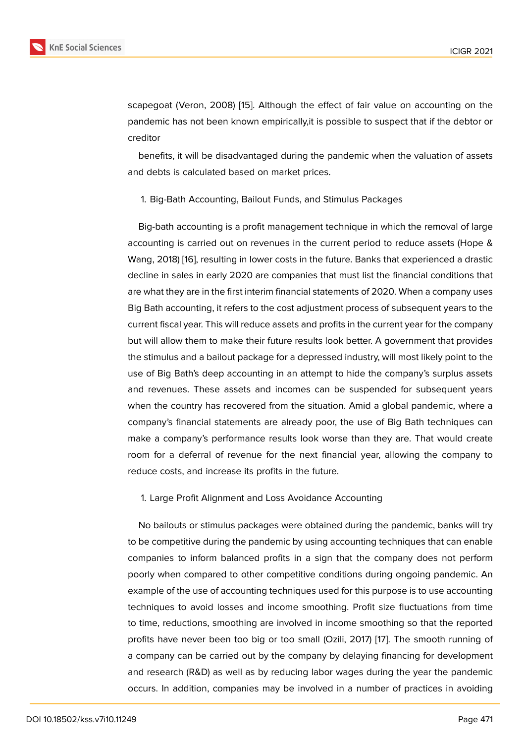scapegoat (Veron, 2008) [15]. Although the effect of fair value on accounting on the pandemic has not been known empirically,it is possible to suspect that if the debtor or creditor

benefits, it will be disadvantaged during the pandemic when the valuation of assets and debts is calculated based on market prices.

1. Big-Bath Accounting, Bailout Funds, and Stimulus Packages

Big-bath accounting is a profit management technique in which the removal of large accounting is carried out on revenues in the current period to reduce assets (Hope & Wang, 2018) [16], resulting in lower costs in the future. Banks that experienced a drastic decline in sales in early 2020 are companies that must list the financial conditions that are what they are in the first interim financial statements of 2020. When a company uses Big Bath accounting, it refers to the cost adjustment process of subsequent years to the current fiscal year. This will reduce assets and profits in the current year for the company but will allow them to make their future results look better. A government that provides the stimulus and a bailout package for a depressed industry, will most likely point to the use of Big Bath's deep accounting in an attempt to hide the company's surplus assets and revenues. These assets and incomes can be suspended for subsequent years when the country has recovered from the situation. Amid a global pandemic, where a company's financial statements are already poor, the use of Big Bath techniques can make a company's performance results look worse than they are. That would create room for a deferral of revenue for the next financial year, allowing the company to reduce costs, and increase its profits in the future.

1. Large Profit Alignment and Loss Avoidance Accounting

No bailouts or stimulus packages were obtained during the pandemic, banks will try to be competitive during the pandemic by using accounting techniques that can enable companies to inform balanced profits in a sign that the company does not perform poorly when compared to other competitive conditions during ongoing pandemic. An example of the use of accounting techniques used for this purpose is to use accounting techniques to avoid losses and income smoothing. Profit size fluctuations from time to time, reductions, smoothing are involved in income smoothing so that the reported profits have never been too big or too small (Ozili, 2017) [17]. The smooth running of a company can be carried out by the company by delaying financing for development and research (R&D) as well as by reducing labor wages during the year the pandemic occurs. In addition, companies may be involved in a number of practices in avoiding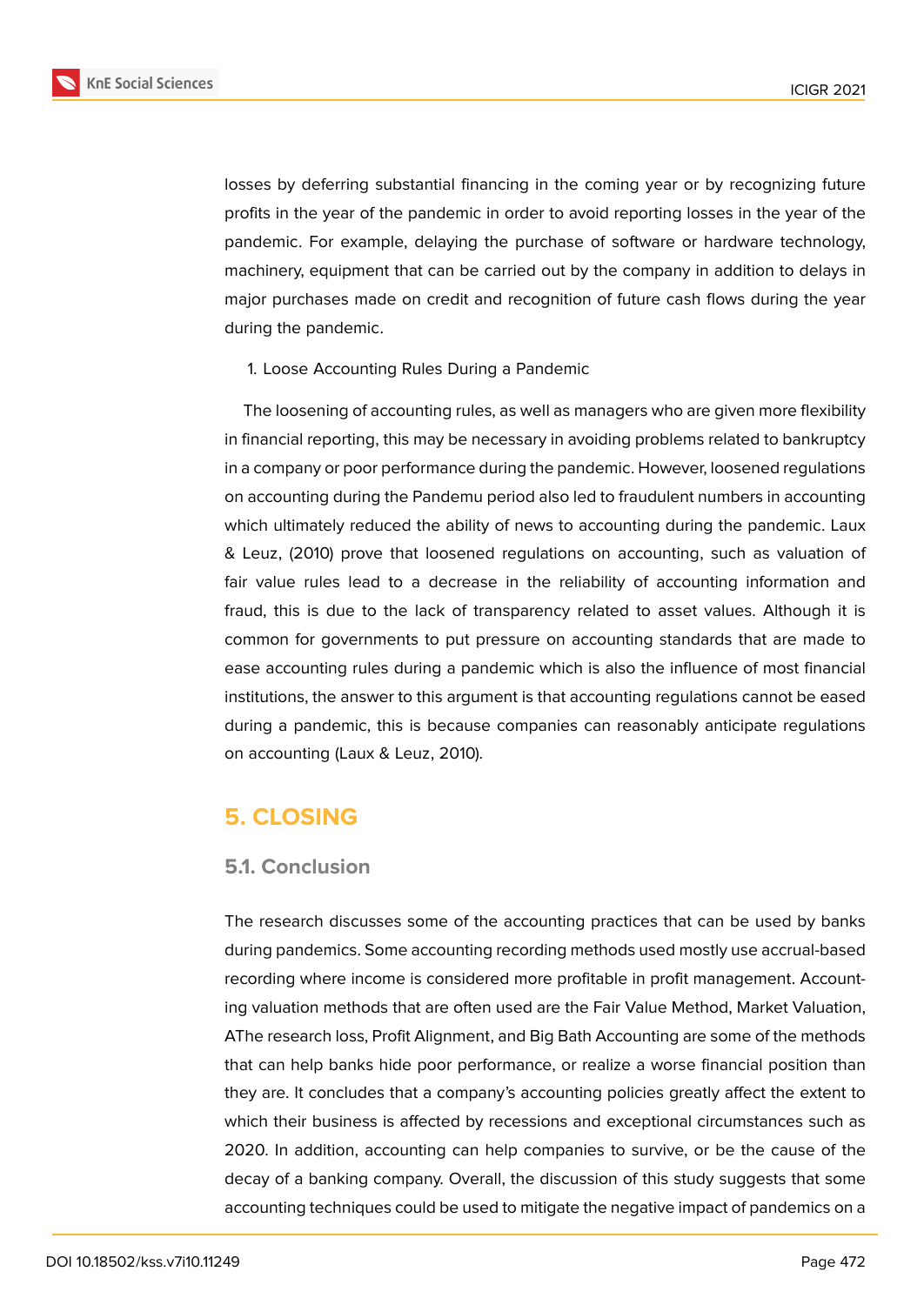losses by deferring substantial financing in the coming year or by recognizing future profits in the year of the pandemic in order to avoid reporting losses in the year of the pandemic. For example, delaying the purchase of software or hardware technology, machinery, equipment that can be carried out by the company in addition to delays in major purchases made on credit and recognition of future cash flows during the year during the pandemic.

1. Loose Accounting Rules During a Pandemic

The loosening of accounting rules, as well as managers who are given more flexibility in financial reporting, this may be necessary in avoiding problems related to bankruptcy in a company or poor performance during the pandemic. However, loosened regulations on accounting during the Pandemu period also led to fraudulent numbers in accounting which ultimately reduced the ability of news to accounting during the pandemic. Laux & Leuz, (2010) prove that loosened regulations on accounting, such as valuation of fair value rules lead to a decrease in the reliability of accounting information and fraud, this is due to the lack of transparency related to asset values. Although it is common for governments to put pressure on accounting standards that are made to ease accounting rules during a pandemic which is also the influence of most financial institutions, the answer to this argument is that accounting regulations cannot be eased during a pandemic, this is because companies can reasonably anticipate regulations on accounting (Laux & Leuz, 2010).

# 5. CLOSING

## 5.1. Conclusion

The research discusses some of the accounting practices that can be used by banks during pandemics. Some accounting recording methods used mostly use accrual-based recording where income is considered more profitable in profit management. Accounting valuation methods that are often used are the Fair Value Method, Market Valuation, AThe research loss, Profit Alignment, and Big Bath Accounting are some of the methods that can help banks hide poor performance, or realize a worse financial position than they are. It concludes that a company's accounting policies greatly affect the extent to which their business is affected by recessions and exceptional circumstances such as 2020. In addition, accounting can help companies to survive, or be the cause of the decay of a banking company. Overall, the discussion of this study suggests that some accounting techniques could be used to mitigate the negative impact of pandemics on a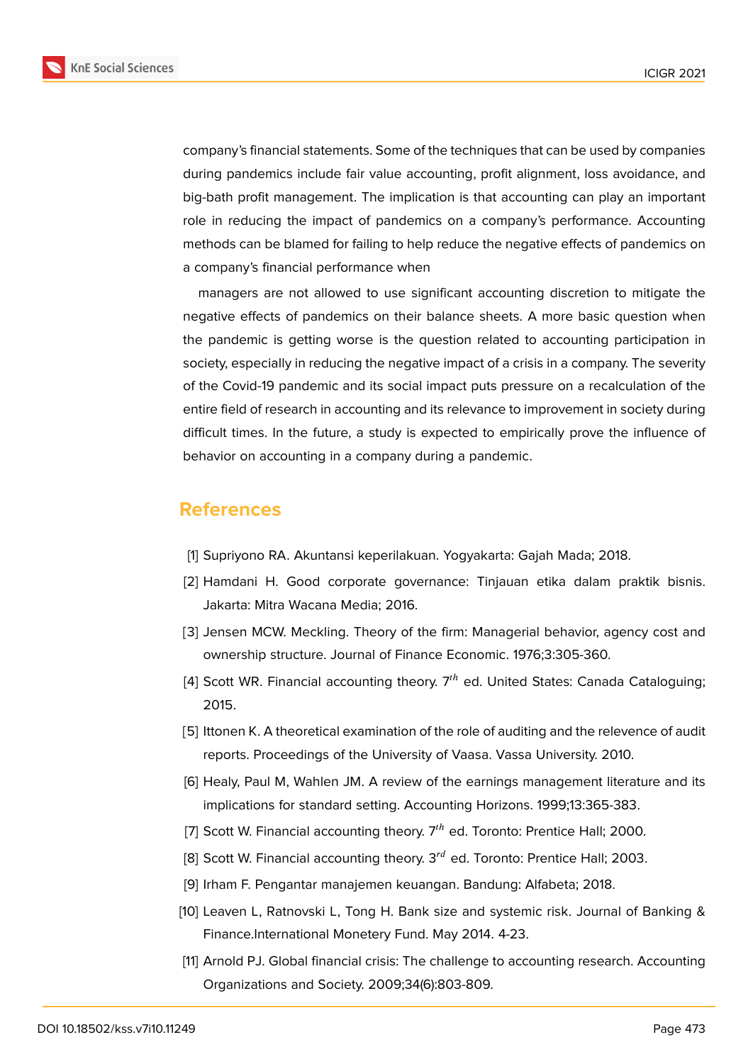company's financial statements. Some of the techniques that can be used by companies during pandemics include fair value accounting, profit alignment, loss avoidance, and big-bath profit management. The implication is that accounting can play an important role in reducing the impact of pandemics on a company's performance. Accounting methods can be blamed for failing to help reduce the negative effects of pandemics on a company's financial performance when

managers are not allowed to use significant accounting discretion to mitigate the negative effects of pandemics on their balance sheets. A more basic question when the pandemic is getting worse is the question related to accounting participation in society, especially in reducing the negative impact of a crisis in a company. The severity of the Covid-19 pandemic and its social impact puts pressure on a recalculation of the entire field of research in accounting and its relevance to improvement in society during difficult times. In the future, a study is expected to empirically prove the influence of behavior on accounting in a company during a pandemic.

## References

[1] Supriyono RA. Akuntansi keperilakuan. Yogyakarta: Gajah Mada; 2018.

[2] Hamdani H. Good corporate governance: Tinjauan etika dalam praktik bisnis. Jakarta: Mitra Wacana Media; 2016.

[3] Jensen MCW. Meckling. Theory of the firm: Managerial behavior, agency cost and ownership structure. Journal of Finance Economic. 1976;3:305-360.

[4] Scott WR. Financial accounting theory. $7^{th}$ ed. United States: Canada Cataloguing; 2015.

[5] Ittonen K. A theoretical examination of the role of auditing and the relevence of audit reports. Proceedings of the University of Vaasa. Vassa University. 2010.

[6] Healy, Paul M, Wahlen JM. A review of the earnings management literature and its implications for standard setting. Accounting Horizons. 1999;13:365-383.

[7] Scott W. Financial accounting theory. $7^{th}$ ed. Toronto: Prentice Hall; 2000.

[8] Scott W. Financial accounting theory. $3^{rd}$ ed. Toronto: Prentice Hall; 2003.

[9] Irham F. Pengantar manajemen keuangan. Bandung: Alfabeta; 2018.

[10] Leaven L, Ratnovski L, Tong H. Bank size and systemic risk. Journal of Banking & Finance.International Monetery Fund. May 2014. 4-23.

[11] Arnold PJ. Global financial crisis: The challenge to accounting research. Accounting Organizations and Society. 2009;34(6):803-809.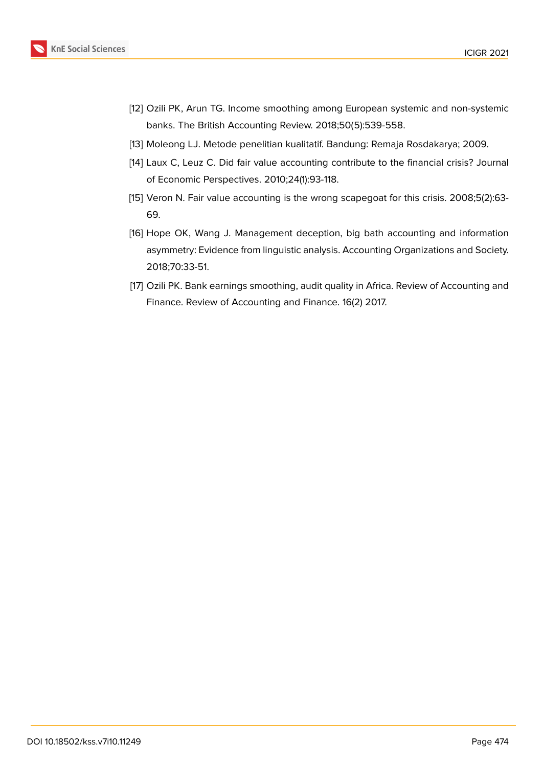[12] Ozili PK, Arun TG. Income smoothing among European systemic and non-systemic banks. The British Accounting Review. 2018;50(5):539-558.

[13] Moleong LJ. Metode penelitian kualitatif. Bandung: Remaja Rosdakarya; 2009.

[14] Laux C, Leuz C. Did fair value accounting contribute to the financial crisis? Journal of Economic Perspectives. 2010;24(1):93-118.

[15] Veron N. Fair value accounting is the wrong scapegoat for this crisis. 2008;5(2):63-69.

[16] Hope OK, Wang J. Management deception, big bath accounting and information asymmetry: Evidence from linguistic analysis. Accounting Organizations and Society. 2018;70:33-51.

[17] Ozili PK. Bank earnings smoothing, audit quality in Africa. Review of Accounting and Finance. Review of Accounting and Finance. 16(2) 2017.